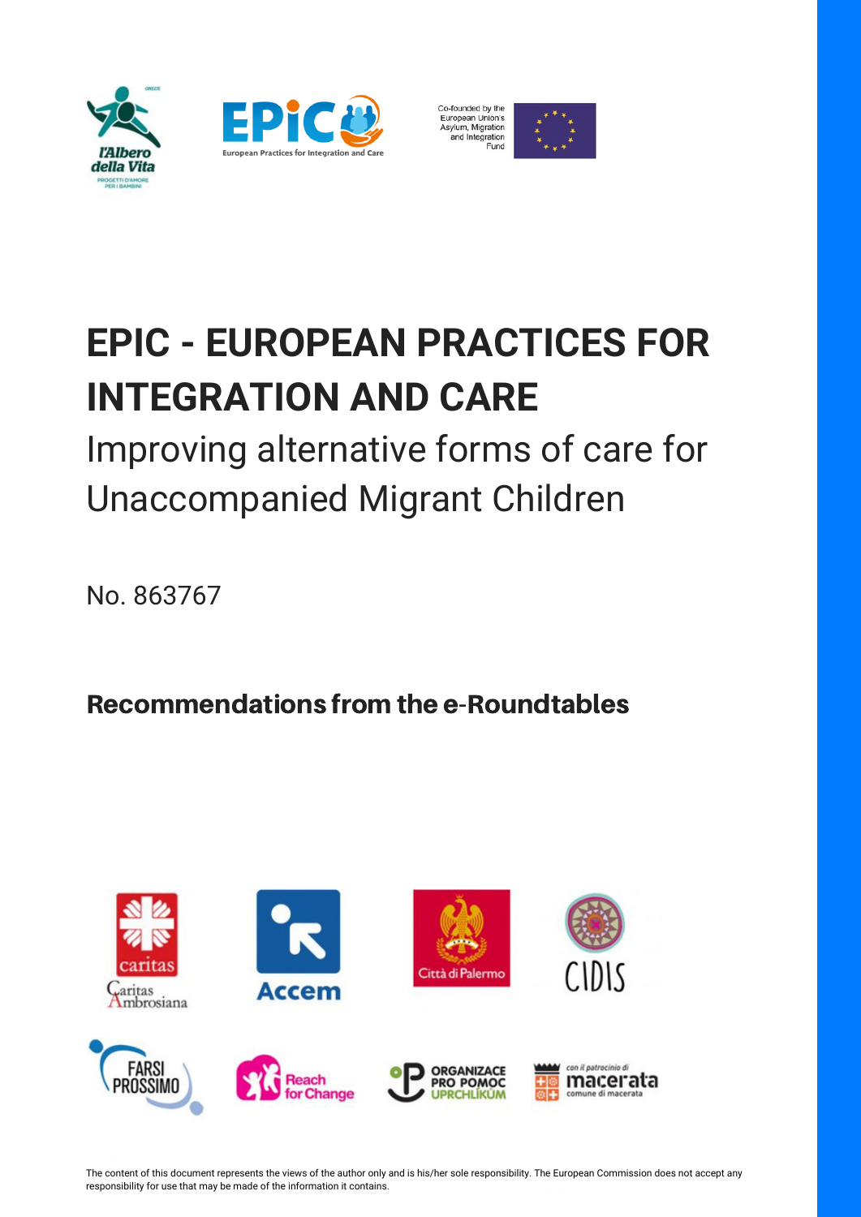Co-founded by the European Union's Asylum, Migration and Integration Fund

# EPIC - EUROPEAN PRACTICES FOR INTEGRATION AND CARE

## Improving alternative forms of care for Unaccompanied Migrant Children

No. 863767

### Recommendations from the e-Roundtables

The content of this document represents the views of the author only and is his/her sole responsibility. The European Commission does not accept any responsibility for use that may be made of the information it contains.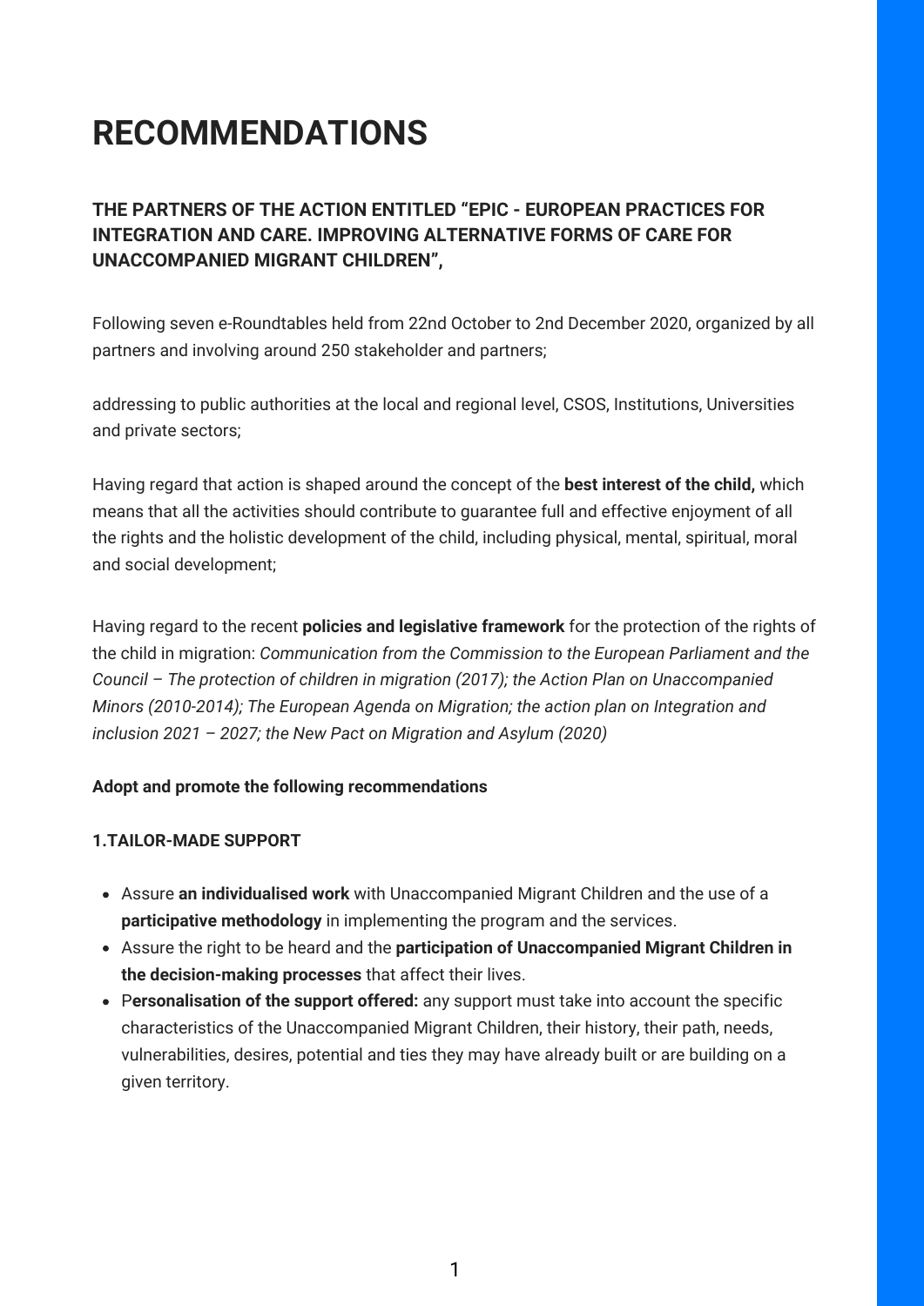# RECOMMENDATIONS

### THE PARTNERS OF THE ACTION ENTITLED “EPIC - EUROPEAN PRACTICES FOR INTEGRATION AND CARE. IMPROVING ALTERNATIVE FORMS OF CARE FOR UNACCOMPANIED MIGRANT CHILDREN”,

Following seven e-Roundtables held from 22nd October to 2nd December 2020, organized by all partners and involving around 250 stakeholder and partners;

addressing to public authorities at the local and regional level, CSOS, Institutions, Universities and private sectors;

Having regard that action is shaped around the concept of the **best interest of the child,** which means that all the activities should contribute to guarantee full and effective enjoyment of all the rights and the holistic development of the child, including physical, mental, spiritual, moral and social development;

Having regard to the recent **policies and legislative framework** for the protection of the rights of the child in migration: *Communication from the Commission to the European Parliament and the Council – The protection of children in migration (2017); the Action Plan on Unaccompanied Minors (2010-2014); The European Agenda on Migration; the action plan on Integration and inclusion 2021 – 2027; the New Pact on Migration and Asylum (2020)*

**Adopt and promote the following recommendations**

**1.TAILOR-MADE SUPPORT**

- Assure **an individualised work** with Unaccompanied Migrant Children and the use of a **participative methodology** in implementing the program and the services.
- Assure the right to be heard and the **participation of Unaccompanied Migrant Children in the decision-making processes** that affect their lives.
- P**ersonalisation of the support offered:** any support must take into account the specific characteristics of the Unaccompanied Migrant Children, their history, their path, needs, vulnerabilities, desires, potential and ties they may have already built or are building on a given territory.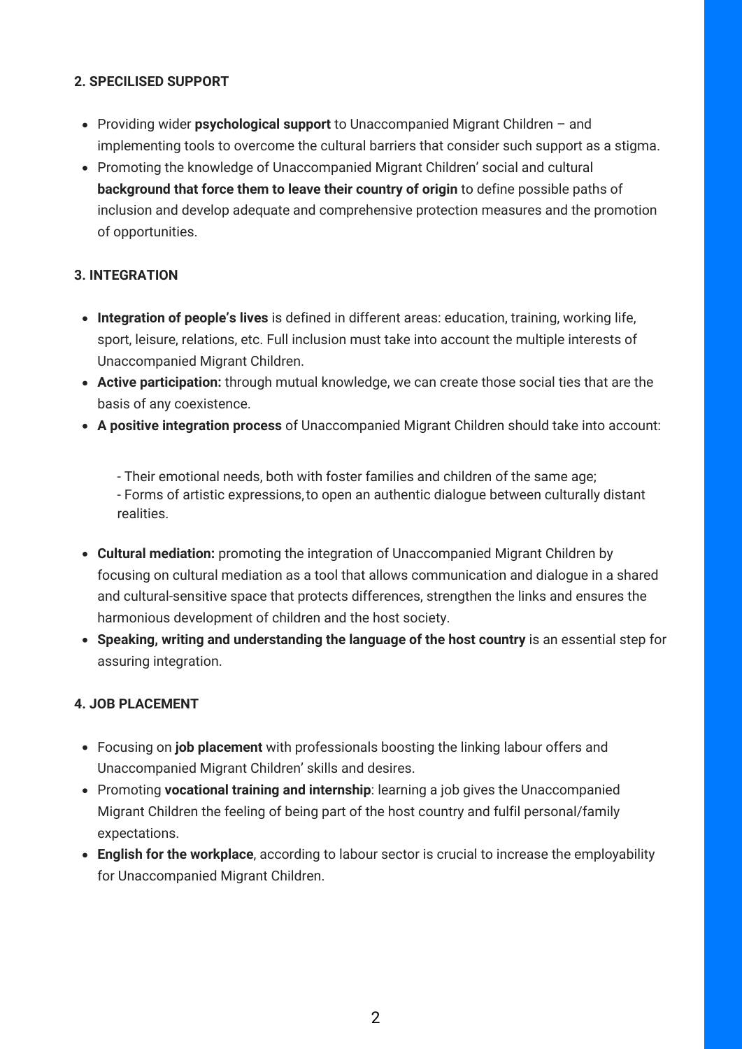**2. SPECILISED SUPPORT**

- Providing wider **psychological support** to Unaccompanied Migrant Children – and implementing tools to overcome the cultural barriers that consider such support as a stigma.
- Promoting the knowledge of Unaccompanied Migrant Children' social and cultural **background that force them to leave their country of origin** to define possible paths of inclusion and develop adequate and comprehensive protection measures and the promotion of opportunities.

**3. INTEGRATION**

- **Integration of people's lives** is defined in different areas: education, training, working life, sport, leisure, relations, etc. Full inclusion must take into account the multiple interests of Unaccompanied Migrant Children.
- **Active participation:** through mutual knowledge, we can create those social ties that are the basis of any coexistence.
- **A positive integration process** of Unaccompanied Migrant Children should take into account:

  - Their emotional needs, both with foster families and children of the same age;
  - Forms of artistic expressions, to open an authentic dialogue between culturally distant realities.

- **Cultural mediation:** promoting the integration of Unaccompanied Migrant Children by focusing on cultural mediation as a tool that allows communication and dialogue in a shared and cultural-sensitive space that protects differences, strengthen the links and ensures the harmonious development of children and the host society.
- **Speaking, writing and understanding the language of the host country** is an essential step for assuring integration.

**4. JOB PLACEMENT**

- Focusing on **job placement** with professionals boosting the linking labour offers and Unaccompanied Migrant Children' skills and desires.
- Promoting **vocational training and internship**: learning a job gives the Unaccompanied Migrant Children the feeling of being part of the host country and fulfil personal/family expectations.
- **English for the workplace**, according to labour sector is crucial to increase the employability for Unaccompanied Migrant Children.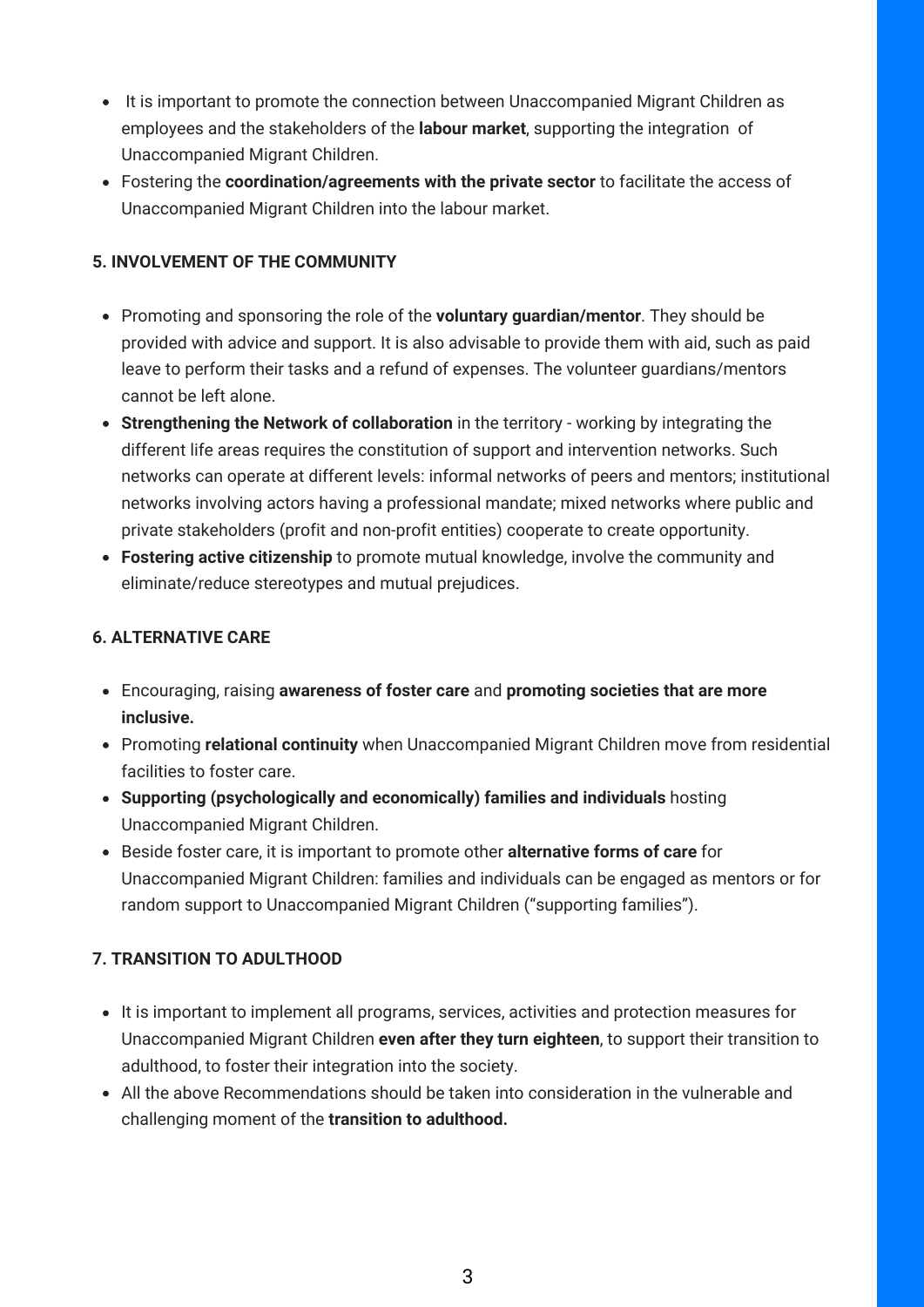- It is important to promote the connection between Unaccompanied Migrant Children as employees and the stakeholders of the **labour market**, supporting the integration of Unaccompanied Migrant Children.
- Fostering the **coordination/agreements with the private sector** to facilitate the access of Unaccompanied Migrant Children into the labour market.

### 5. INVOLVEMENT OF THE COMMUNITY

- Promoting and sponsoring the role of the **voluntary guardian/mentor**. They should be provided with advice and support. It is also advisable to provide them with aid, such as paid leave to perform their tasks and a refund of expenses. The volunteer guardians/mentors cannot be left alone.
- **Strengthening the Network of collaboration** in the territory - working by integrating the different life areas requires the constitution of support and intervention networks. Such networks can operate at different levels: informal networks of peers and mentors; institutional networks involving actors having a professional mandate; mixed networks where public and private stakeholders (profit and non-profit entities) cooperate to create opportunity.
- **Fostering active citizenship** to promote mutual knowledge, involve the community and eliminate/reduce stereotypes and mutual prejudices.

### 6. ALTERNATIVE CARE

- Encouraging, raising **awareness of foster care** and **promoting societies that are more inclusive.**
- Promoting **relational continuity** when Unaccompanied Migrant Children move from residential facilities to foster care.
- **Supporting (psychologically and economically) families and individuals** hosting Unaccompanied Migrant Children.
- Beside foster care, it is important to promote other **alternative forms of care** for Unaccompanied Migrant Children: families and individuals can be engaged as mentors or for random support to Unaccompanied Migrant Children ("supporting families").

### 7. TRANSITION TO ADULTHOOD

- It is important to implement all programs, services, activities and protection measures for Unaccompanied Migrant Children **even after they turn eighteen**, to support their transition to adulthood, to foster their integration into the society.
- All the above Recommendations should be taken into consideration in the vulnerable and challenging moment of the **transition to adulthood.**